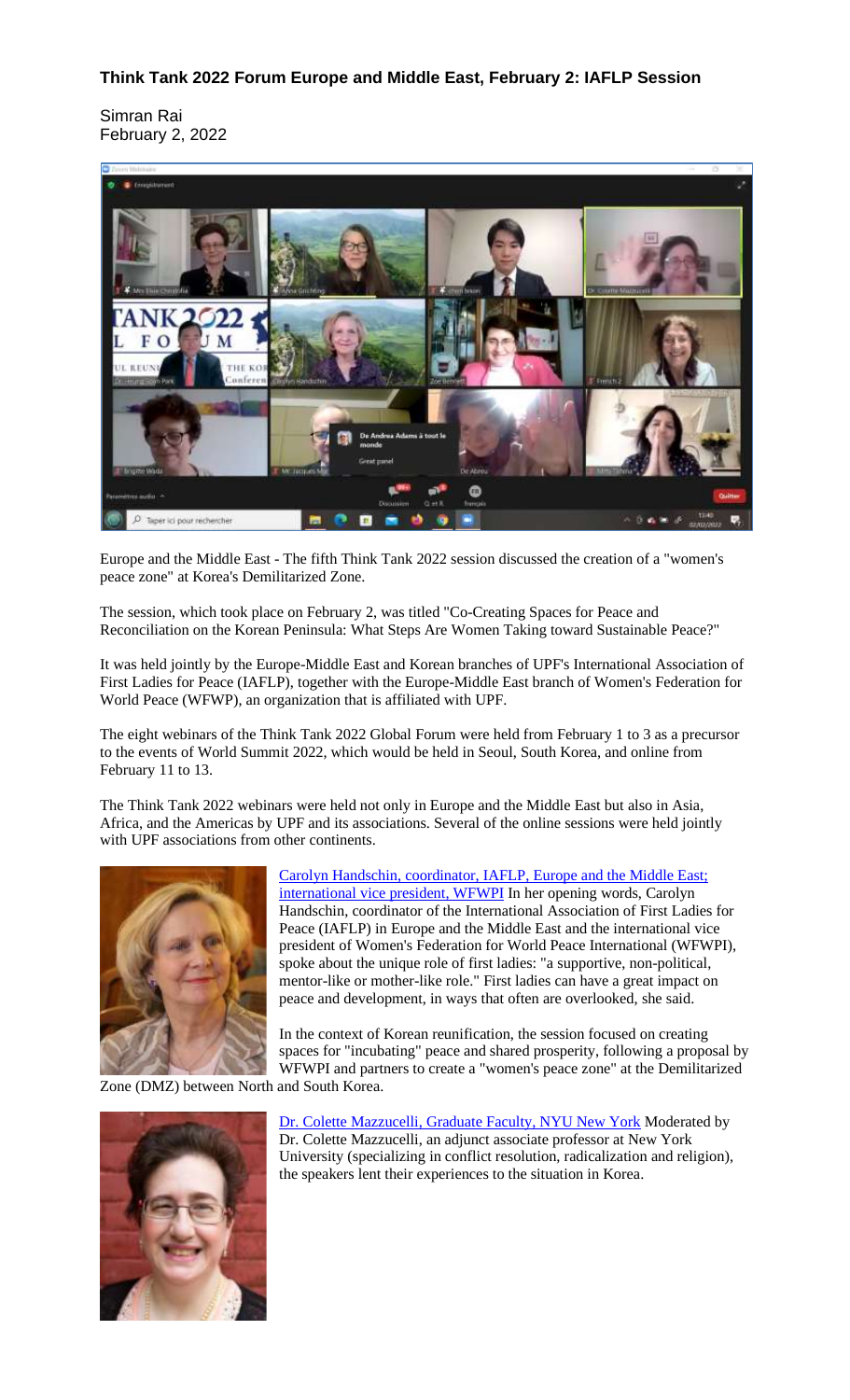### Think Tank 2022 Forum Europe and Middle East, February 2: IAFLP Session

Simran Rai
February 2, 2022

Europe and the Middle East - The fifth Think Tank 2022 session discussed the creation of a "women's peace zone" at Korea's Demilitarized Zone.

The session, which took place on February 2, was titled "Co-Creating Spaces for Peace and Reconciliation on the Korean Peninsula: What Steps Are Women Taking toward Sustainable Peace?"

It was held jointly by the Europe-Middle East and Korean branches of UPF's International Association of First Ladies for Peace (IAFLP), together with the Europe-Middle East branch of Women's Federation for World Peace (WFWP), an organization that is affiliated with UPF.

The eight webinars of the Think Tank 2022 Global Forum were held from February 1 to 3 as a precursor to the events of World Summit 2022, which would be held in Seoul, South Korea, and online from February 11 to 13.

The Think Tank 2022 webinars were held not only in Europe and the Middle East but also in Asia, Africa, and the Americas by UPF and its associations. Several of the online sessions were held jointly with UPF associations from other continents.

Carolyn Handschin, coordinator, IAFLP, Europe and the Middle East; international vice president, WFWPI In her opening words, Carolyn Handschin, coordinator of the International Association of First Ladies for Peace (IAFLP) in Europe and the Middle East and the international vice president of Women's Federation for World Peace International (WFWPI), spoke about the unique role of first ladies: "a supportive, non-political, mentor-like or mother-like role." First ladies can have a great impact on peace and development, in ways that often are overlooked, she said.

In the context of Korean reunification, the session focused on creating spaces for "incubating" peace and shared prosperity, following a proposal by WFWPI and partners to create a "women's peace zone" at the Demilitarized Zone (DMZ) between North and South Korea.

Dr. Colette Mazzucelli, Graduate Faculty, NYU New York Moderated by Dr. Colette Mazzucelli, an adjunct associate professor at New York University (specializing in conflict resolution, radicalization and religion), the speakers lent their experiences to the situation in Korea.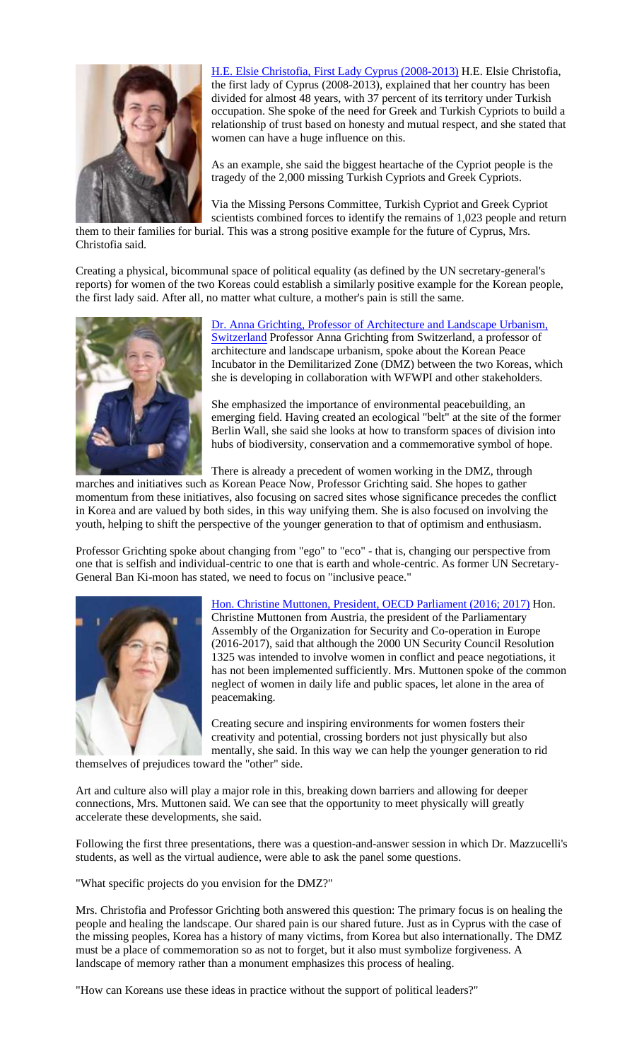[H.E. Elsie Christofia, First Lady Cyprus (2008-2013)] H.E. Elsie Christofia, the first lady of Cyprus (2008-2013), explained that her country has been divided for almost 48 years, with 37 percent of its territory under Turkish occupation. She spoke of the need for Greek and Turkish Cypriots to build a relationship of trust based on honesty and mutual respect, and she stated that women can have a huge influence on this.

As an example, she said the biggest heartache of the Cypriot people is the tragedy of the 2,000 missing Turkish Cypriots and Greek Cypriots.

Via the Missing Persons Committee, Turkish Cypriot and Greek Cypriot scientists combined forces to identify the remains of 1,023 people and return them to their families for burial. This was a strong positive example for the future of Cyprus, Mrs. Christofia said.

Creating a physical, bicommunal space of political equality (as defined by the UN secretary-general's reports) for women of the two Koreas could establish a similarly positive example for the Korean people, the first lady said. After all, no matter what culture, a mother's pain is still the same.

[Dr. Anna Grichting, Professor of Architecture and Landscape Urbanism, Switzerland] Professor Anna Grichting from Switzerland, a professor of architecture and landscape urbanism, spoke about the Korean Peace Incubator in the Demilitarized Zone (DMZ) between the two Koreas, which she is developing in collaboration with WFWPI and other stakeholders.

She emphasized the importance of environmental peacebuilding, an emerging field. Having created an ecological "belt" at the site of the former Berlin Wall, she said she looks at how to transform spaces of division into hubs of biodiversity, conservation and a commemorative symbol of hope.

There is already a precedent of women working in the DMZ, through marches and initiatives such as Korean Peace Now, Professor Grichting said. She hopes to gather momentum from these initiatives, also focusing on sacred sites whose significance precedes the conflict in Korea and are valued by both sides, in this way unifying them. She is also focused on involving the youth, helping to shift the perspective of the younger generation to that of optimism and enthusiasm.

Professor Grichting spoke about changing from "ego" to "eco" - that is, changing our perspective from one that is selfish and individual-centric to one that is earth and whole-centric. As former UN Secretary-General Ban Ki-moon has stated, we need to focus on "inclusive peace."

[Hon. Christine Muttonen, President, OECD Parliament (2016; 2017)] Hon. Christine Muttonen from Austria, the president of the Parliamentary Assembly of the Organization for Security and Co-operation in Europe (2016-2017), said that although the 2000 UN Security Council Resolution 1325 was intended to involve women in conflict and peace negotiations, it has not been implemented sufficiently. Mrs. Muttonen spoke of the common neglect of women in daily life and public spaces, let alone in the area of peacemaking.

Creating secure and inspiring environments for women fosters their creativity and potential, crossing borders not just physically but also mentally, she said. In this way we can help the younger generation to rid themselves of prejudices toward the "other" side.

Art and culture also will play a major role in this, breaking down barriers and allowing for deeper connections, Mrs. Muttonen said. We can see that the opportunity to meet physically will greatly accelerate these developments, she said.

Following the first three presentations, there was a question-and-answer session in which Dr. Mazzucelli's students, as well as the virtual audience, were able to ask the panel some questions.

"What specific projects do you envision for the DMZ?"

Mrs. Christofia and Professor Grichting both answered this question: The primary focus is on healing the people and healing the landscape. Our shared pain is our shared future. Just as in Cyprus with the case of the missing peoples, Korea has a history of many victims, from Korea but also internationally. The DMZ must be a place of commemoration so as not to forget, but it also must symbolize forgiveness. A landscape of memory rather than a monument emphasizes this process of healing.

"How can Koreans use these ideas in practice without the support of political leaders?"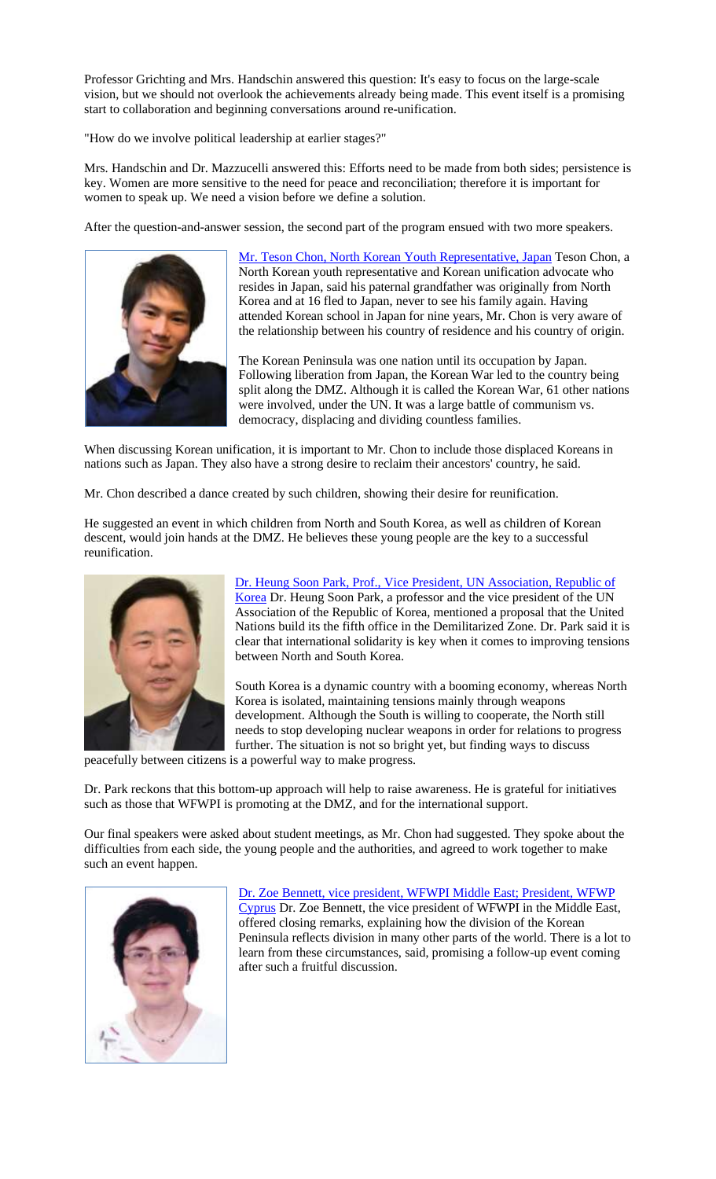Professor Grichting and Mrs. Handschin answered this question: It's easy to focus on the large-scale vision, but we should not overlook the achievements already being made. This event itself is a promising start to collaboration and beginning conversations around re-unification.

"How do we involve political leadership at earlier stages?"

Mrs. Handschin and Dr. Mazzucelli answered this: Efforts need to be made from both sides; persistence is key. Women are more sensitive to the need for peace and reconciliation; therefore it is important for women to speak up. We need a vision before we define a solution.

After the question-and-answer session, the second part of the program ensued with two more speakers.

Mr. Teson Chon, North Korean Youth Representative, Japan Teson Chon, a North Korean youth representative and Korean unification advocate who resides in Japan, said his paternal grandfather was originally from North Korea and at 16 fled to Japan, never to see his family again. Having attended Korean school in Japan for nine years, Mr. Chon is very aware of the relationship between his country of residence and his country of origin.

The Korean Peninsula was one nation until its occupation by Japan. Following liberation from Japan, the Korean War led to the country being split along the DMZ. Although it is called the Korean War, 61 other nations were involved, under the UN. It was a large battle of communism vs. democracy, displacing and dividing countless families.

When discussing Korean unification, it is important to Mr. Chon to include those displaced Koreans in nations such as Japan. They also have a strong desire to reclaim their ancestors' country, he said.

Mr. Chon described a dance created by such children, showing their desire for reunification.

He suggested an event in which children from North and South Korea, as well as children of Korean descent, would join hands at the DMZ. He believes these young people are the key to a successful reunification.

Dr. Heung Soon Park, Prof., Vice President, UN Association, Republic of Korea Dr. Heung Soon Park, a professor and the vice president of the UN Association of the Republic of Korea, mentioned a proposal that the United Nations build its the fifth office in the Demilitarized Zone. Dr. Park said it is clear that international solidarity is key when it comes to improving tensions between North and South Korea.

South Korea is a dynamic country with a booming economy, whereas North Korea is isolated, maintaining tensions mainly through weapons development. Although the South is willing to cooperate, the North still needs to stop developing nuclear weapons in order for relations to progress further. The situation is not so bright yet, but finding ways to discuss peacefully between citizens is a powerful way to make progress.

Dr. Park reckons that this bottom-up approach will help to raise awareness. He is grateful for initiatives such as those that WFWPI is promoting at the DMZ, and for the international support.

Our final speakers were asked about student meetings, as Mr. Chon had suggested. They spoke about the difficulties from each side, the young people and the authorities, and agreed to work together to make such an event happen.

Dr. Zoe Bennett, vice president, WFWPI Middle East; President, WFWP Cyprus Dr. Zoe Bennett, the vice president of WFWPI in the Middle East, offered closing remarks, explaining how the division of the Korean Peninsula reflects division in many other parts of the world. There is a lot to learn from these circumstances, said, promising a follow-up event coming after such a fruitful discussion.